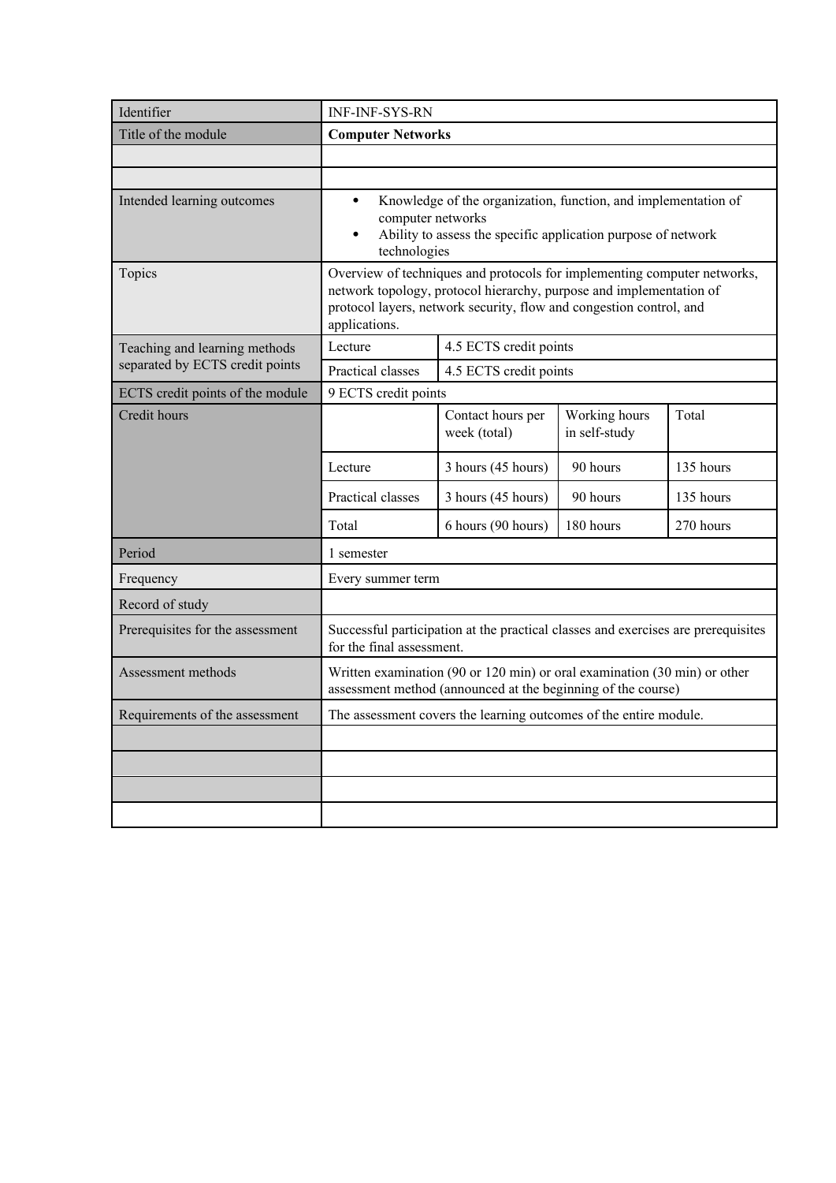| Identifier | INF-INF-SYS-RN | | | |
|---|---|---|---|---|
| Title of the module | **Computer Networks** | | | |
| | | | | |
| | | | | |
| Intended learning outcomes | • Knowledge of the organization, function, and implementation of computer networks<br>• Ability to assess the specific application purpose of network technologies | | | |
| Topics | Overview of techniques and protocols for implementing computer networks, network topology, protocol hierarchy, purpose and implementation of protocol layers, network security, flow and congestion control, and applications. | | | |
| Teaching and learning methods separated by ECTS credit points | Lecture | 4.5 ECTS credit points | | |
| | Practical classes | 4.5 ECTS credit points | | |
| ECTS credit points of the module | 9 ECTS credit points | | | |
| Credit hours | | Contact hours per week (total) | Working hours in self-study | Total |
| | Lecture | 3 hours (45 hours) | 90 hours | 135 hours |
| | Practical classes | 3 hours (45 hours) | 90 hours | 135 hours |
| | Total | 6 hours (90 hours) | 180 hours | 270 hours |
| Period | 1 semester | | | |
| Frequency | Every summer term | | | |
| Record of study | | | | |
| Prerequisites for the assessment | Successful participation at the practical classes and exercises are prerequisites for the final assessment. | | | |
| Assessment methods | Written examination (90 or 120 min) or oral examination (30 min) or other assessment method (announced at the beginning of the course) | | | |
| Requirements of the assessment | The assessment covers the learning outcomes of the entire module. | | | |
| | | | | |
| | | | | |
| | | | | |
| | | | | |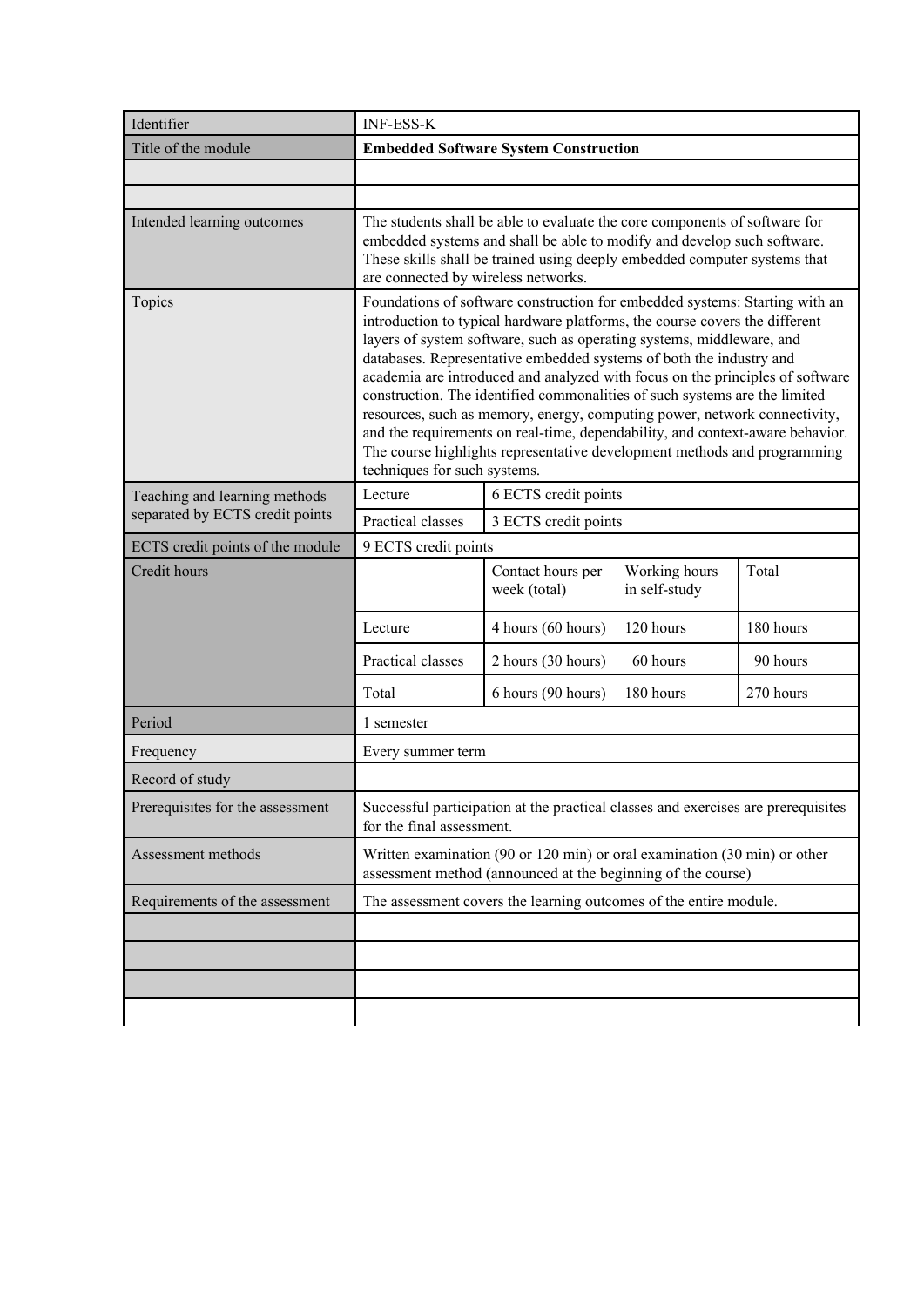| Identifier | INF-ESS-K | | | |
|---|---|---|---|---|
| Title of the module | **Embedded Software System Construction** | | | |
| | | | | |
| | | | | |
| Intended learning outcomes | The students shall be able to evaluate the core components of software for embedded systems and shall be able to modify and develop such software. These skills shall be trained using deeply embedded computer systems that are connected by wireless networks. | | | |
| Topics | Foundations of software construction for embedded systems: Starting with an introduction to typical hardware platforms, the course covers the different layers of system software, such as operating systems, middleware, and databases. Representative embedded systems of both the industry and academia are introduced and analyzed with focus on the principles of software construction. The identified commonalities of such systems are the limited resources, such as memory, energy, computing power, network connectivity, and the requirements on real-time, dependability, and context-aware behavior. The course highlights representative development methods and programming techniques for such systems. | | | |
| Teaching and learning methods separated by ECTS credit points | Lecture | 6 ECTS credit points | | |
| | Practical classes | 3 ECTS credit points | | |
| ECTS credit points of the module | 9 ECTS credit points | | | |
| Credit hours | | Contact hours per week (total) | Working hours in self-study | Total |
| | Lecture | 4 hours (60 hours) | 120 hours | 180 hours |
| | Practical classes | 2 hours (30 hours) | 60 hours | 90 hours |
| | Total | 6 hours (90 hours) | 180 hours | 270 hours |
| Period | 1 semester | | | |
| Frequency | Every summer term | | | |
| Record of study | | | | |
| Prerequisites for the assessment | Successful participation at the practical classes and exercises are prerequisites for the final assessment. | | | |
| Assessment methods | Written examination (90 or 120 min) or oral examination (30 min) or other assessment method (announced at the beginning of the course) | | | |
| Requirements of the assessment | The assessment covers the learning outcomes of the entire module. | | | |
| | | | | |
| | | | | |
| | | | | |
| | | | | |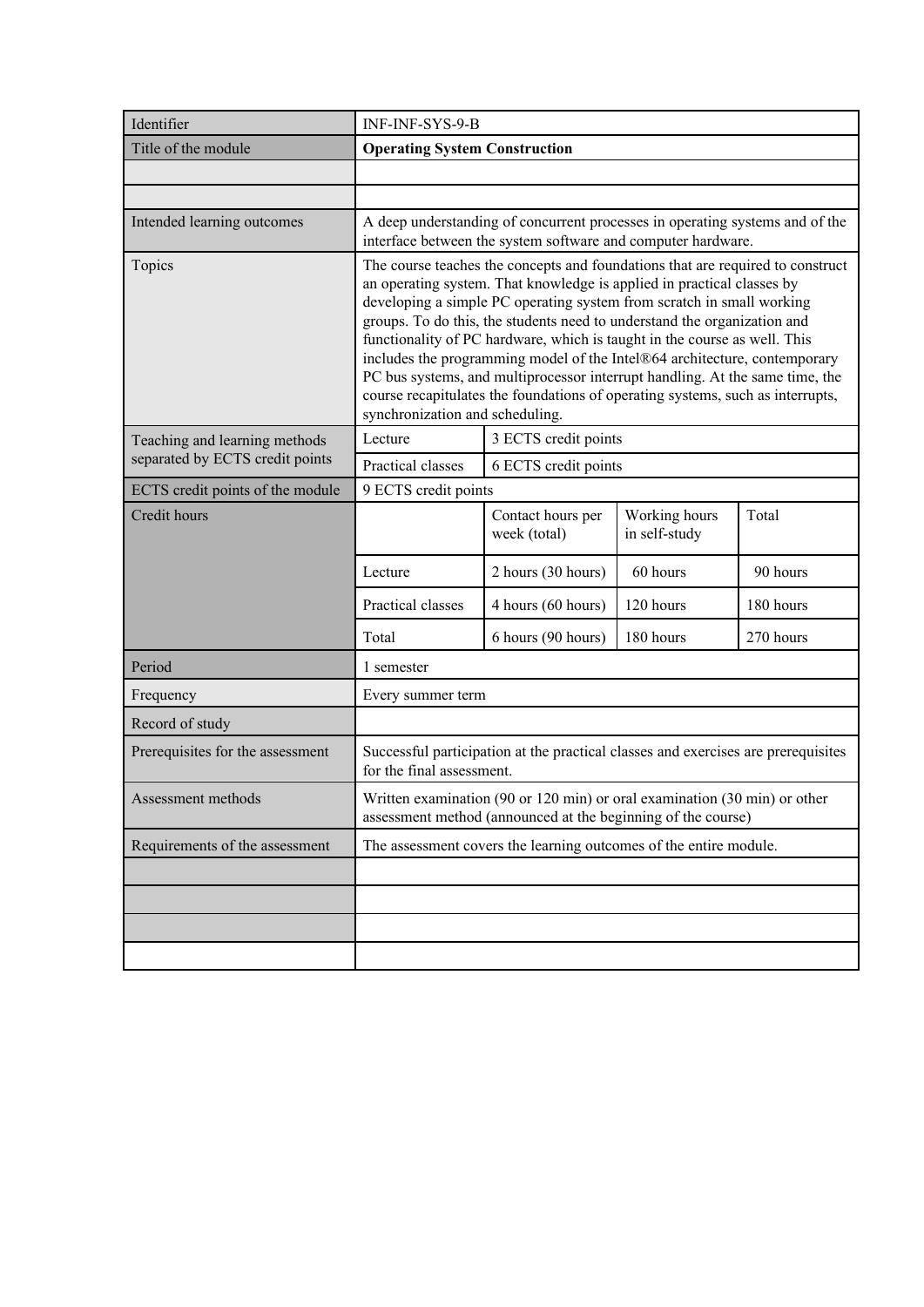| Identifier | INF-INF-SYS-9-B | | | |
|---|---|---|---|---|
| Title of the module | **Operating System Construction** | | | |
| | | | | |
| | | | | |
| Intended learning outcomes | A deep understanding of concurrent processes in operating systems and of the interface between the system software and computer hardware. | | | |
| Topics | The course teaches the concepts and foundations that are required to construct an operating system. That knowledge is applied in practical classes by developing a simple PC operating system from scratch in small working groups. To do this, the students need to understand the organization and functionality of PC hardware, which is taught in the course as well. This includes the programming model of the Intel®64 architecture, contemporary PC bus systems, and multiprocessor interrupt handling. At the same time, the course recapitulates the foundations of operating systems, such as interrupts, synchronization and scheduling. | | | |
| Teaching and learning methods separated by ECTS credit points | Lecture | 3 ECTS credit points | | |
| | Practical classes | 6 ECTS credit points | | |
| ECTS credit points of the module | 9 ECTS credit points | | | |
| Credit hours | | Contact hours per week (total) | Working hours in self-study | Total |
| | Lecture | 2 hours (30 hours) | 60 hours | 90 hours |
| | Practical classes | 4 hours (60 hours) | 120 hours | 180 hours |
| | Total | 6 hours (90 hours) | 180 hours | 270 hours |
| Period | 1 semester | | | |
| Frequency | Every summer term | | | |
| Record of study | | | | |
| Prerequisites for the assessment | Successful participation at the practical classes and exercises are prerequisites for the final assessment. | | | |
| Assessment methods | Written examination (90 or 120 min) or oral examination (30 min) or other assessment method (announced at the beginning of the course) | | | |
| Requirements of the assessment | The assessment covers the learning outcomes of the entire module. | | | |
| | | | | |
| | | | | |
| | | | | |
| | | | | |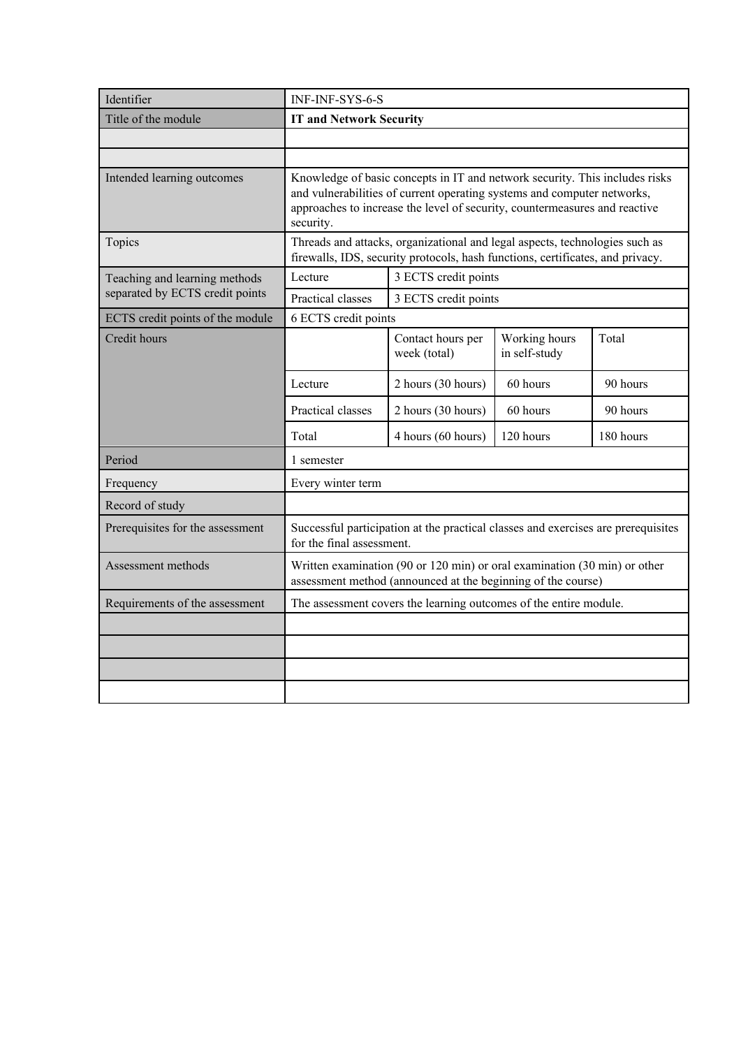| Identifier | INF-INF-SYS-6-S | | | |
|---|---|---|---|---|
| Title of the module | **IT and Network Security** | | | |
| | | | | |
| | | | | |
| Intended learning outcomes | Knowledge of basic concepts in IT and network security. This includes risks and vulnerabilities of current operating systems and computer networks, approaches to increase the level of security, countermeasures and reactive security. | | | |
| Topics | Threads and attacks, organizational and legal aspects, technologies such as firewalls, IDS, security protocols, hash functions, certificates, and privacy. | | | |
| Teaching and learning methods separated by ECTS credit points | Lecture | 3 ECTS credit points | | |
| | Practical classes | 3 ECTS credit points | | |
| ECTS credit points of the module | 6 ECTS credit points | | | |
| Credit hours | | Contact hours per week (total) | Working hours in self-study | Total |
| | Lecture | 2 hours (30 hours) | 60 hours | 90 hours |
| | Practical classes | 2 hours (30 hours) | 60 hours | 90 hours |
| | Total | 4 hours (60 hours) | 120 hours | 180 hours |
| Period | 1 semester | | | |
| Frequency | Every winter term | | | |
| Record of study | | | | |
| Prerequisites for the assessment | Successful participation at the practical classes and exercises are prerequisites for the final assessment. | | | |
| Assessment methods | Written examination (90 or 120 min) or oral examination (30 min) or other assessment method (announced at the beginning of the course) | | | |
| Requirements of the assessment | The assessment covers the learning outcomes of the entire module. | | | |
| | | | | |
| | | | | |
| | | | | |
| | | | | |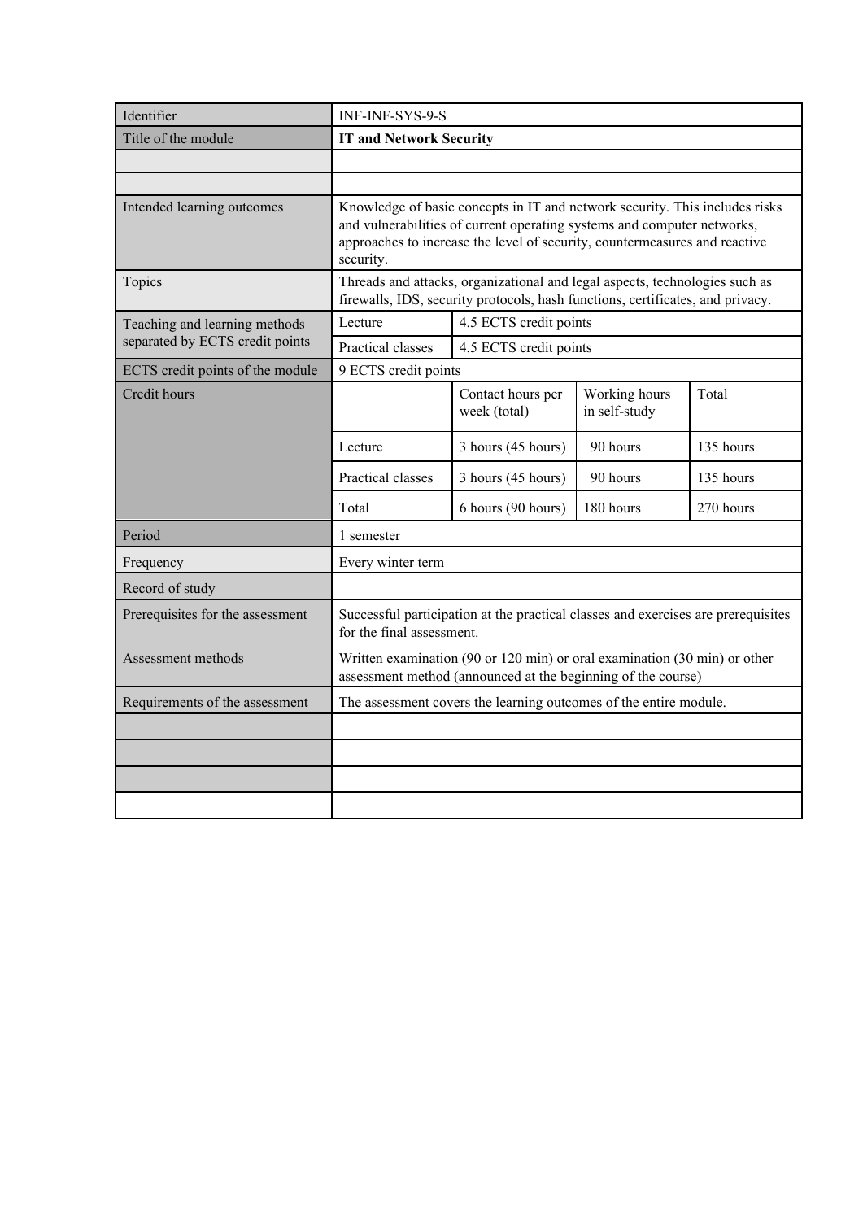| Identifier | INF-INF-SYS-9-S | | | |
|---|---|---|---|---|
| Title of the module | **IT and Network Security** | | | |
| | | | | |
| | | | | |
| Intended learning outcomes | Knowledge of basic concepts in IT and network security. This includes risks and vulnerabilities of current operating systems and computer networks, approaches to increase the level of security, countermeasures and reactive security. | | | |
| Topics | Threads and attacks, organizational and legal aspects, technologies such as firewalls, IDS, security protocols, hash functions, certificates, and privacy. | | | |
| Teaching and learning methods separated by ECTS credit points | Lecture | 4.5 ECTS credit points | | |
| | Practical classes | 4.5 ECTS credit points | | |
| ECTS credit points of the module | 9 ECTS credit points | | | |
| Credit hours | | Contact hours per week (total) | Working hours in self-study | Total |
| | Lecture | 3 hours (45 hours) | 90 hours | 135 hours |
| | Practical classes | 3 hours (45 hours) | 90 hours | 135 hours |
| | Total | 6 hours (90 hours) | 180 hours | 270 hours |
| Period | 1 semester | | | |
| Frequency | Every winter term | | | |
| Record of study | | | | |
| Prerequisites for the assessment | Successful participation at the practical classes and exercises are prerequisites for the final assessment. | | | |
| Assessment methods | Written examination (90 or 120 min) or oral examination (30 min) or other assessment method (announced at the beginning of the course) | | | |
| Requirements of the assessment | The assessment covers the learning outcomes of the entire module. | | | |
| | | | | |
| | | | | |
| | | | | |
| | | | | |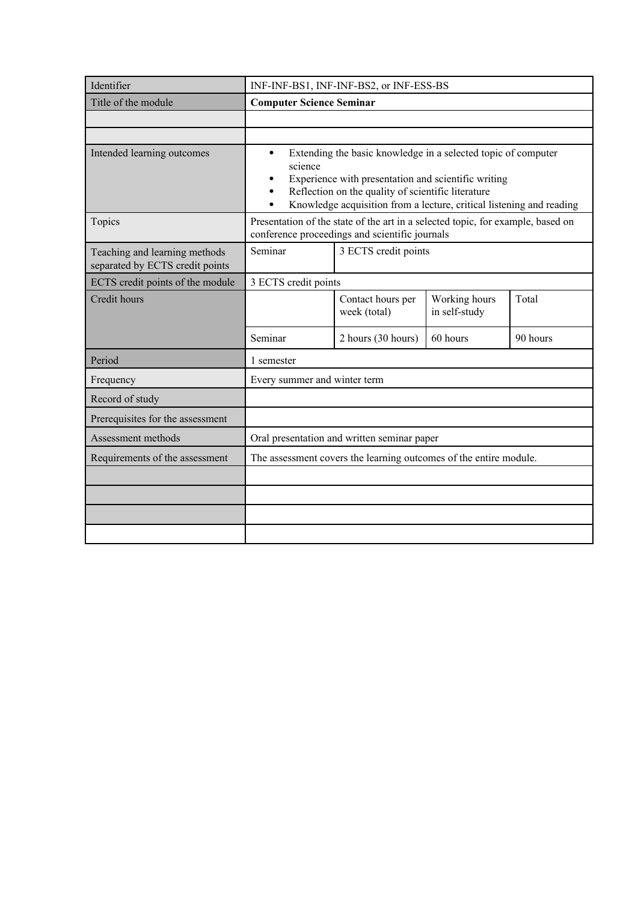| Identifier | INF-INF-BS1, INF-INF-BS2, or INF-ESS-BS | | |
|---|---|---|---|
| Title of the module | **Computer Science Seminar** | | |
| | | | |
| | | | |
| Intended learning outcomes | • Extending the basic knowledge in a selected topic of computer science<br>• Experience with presentation and scientific writing<br>• Reflection on the quality of scientific literature<br>• Knowledge acquisition from a lecture, critical listening and reading | | |
| Topics | Presentation of the state of the art in a selected topic, for example, based on conference proceedings and scientific journals | | |
| Teaching and learning methods separated by ECTS credit points | Seminar | 3 ECTS credit points | |
| ECTS credit points of the module | 3 ECTS credit points | | |
| Credit hours | | Contact hours per week (total) | Working hours in self-study | Total |
| | Seminar | 2 hours (30 hours) | 60 hours | 90 hours |
| Period | 1 semester | | | |
| Frequency | Every summer and winter term | | | |
| Record of study | | | | |
| Prerequisites for the assessment | | | | |
| Assessment methods | Oral presentation and written seminar paper | | | |
| Requirements of the assessment | The assessment covers the learning outcomes of the entire module. | | | |
| | | | | |
| | | | | |
| | | | | |
| | | | | |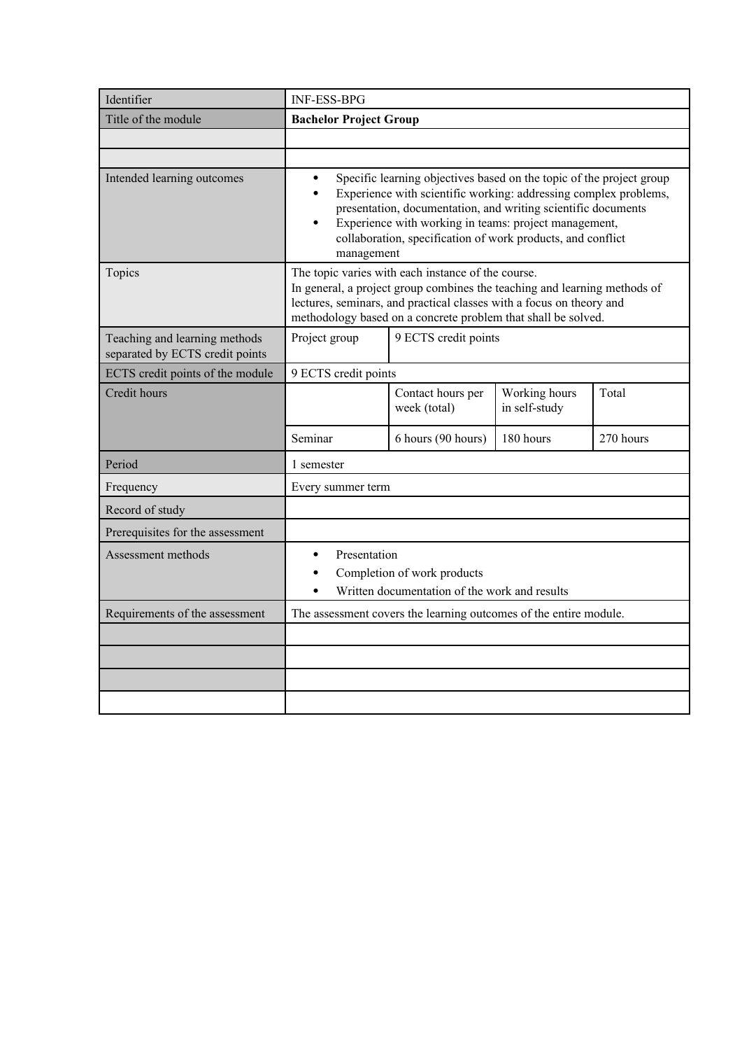| Identifier | INF-ESS-BPG | | | |
|---|---|---|---|---|
| Title of the module | **Bachelor Project Group** | | | |
| | | | | |
| | | | | |
| Intended learning outcomes | • Specific learning objectives based on the topic of the project group<br>• Experience with scientific working: addressing complex problems, presentation, documentation, and writing scientific documents<br>• Experience with working in teams: project management, collaboration, specification of work products, and conflict management | | | |
| Topics | The topic varies with each instance of the course.<br>In general, a project group combines the teaching and learning methods of lectures, seminars, and practical classes with a focus on theory and methodology based on a concrete problem that shall be solved. | | | |
| Teaching and learning methods separated by ECTS credit points | Project group | 9 ECTS credit points | | |
| ECTS credit points of the module | 9 ECTS credit points | | | |
| Credit hours | | Contact hours per week (total) | Working hours in self-study | Total |
| | Seminar | 6 hours (90 hours) | 180 hours | 270 hours |
| Period | 1 semester | | | |
| Frequency | Every summer term | | | |
| Record of study | | | | |
| Prerequisites for the assessment | | | | |
| Assessment methods | • Presentation<br>• Completion of work products<br>• Written documentation of the work and results | | | |
| Requirements of the assessment | The assessment covers the learning outcomes of the entire module. | | | |
| | | | | |
| | | | | |
| | | | | |
| | | | | |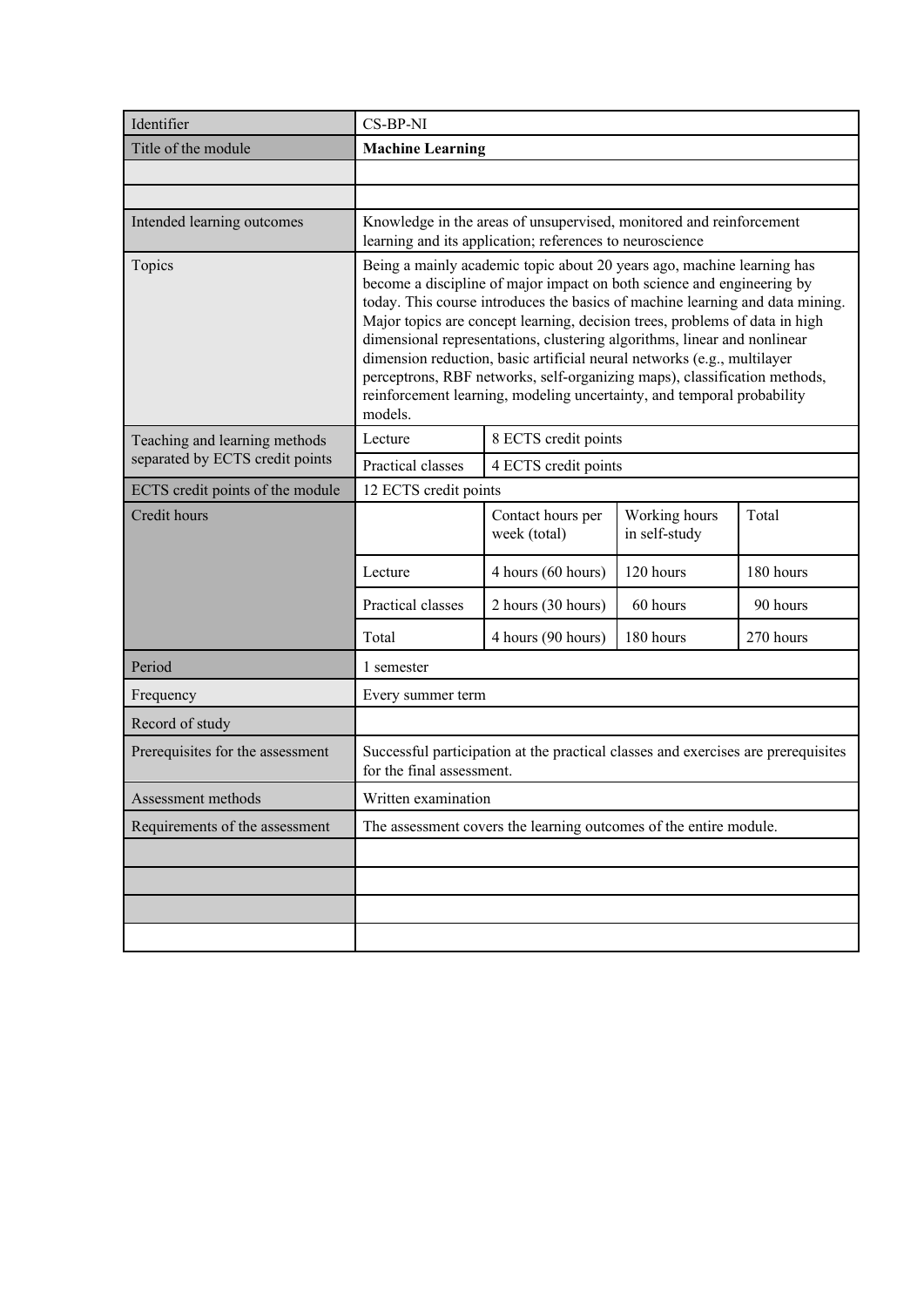| Identifier | CS-BP-NI | | | |
|---|---|---|---|---|
| Title of the module | **Machine Learning** | | | |
| | | | | |
| | | | | |
| Intended learning outcomes | Knowledge in the areas of unsupervised, monitored and reinforcement learning and its application; references to neuroscience | | | |
| Topics | Being a mainly academic topic about 20 years ago, machine learning has become a discipline of major impact on both science and engineering by today. This course introduces the basics of machine learning and data mining. Major topics are concept learning, decision trees, problems of data in high dimensional representations, clustering algorithms, linear and nonlinear dimension reduction, basic artificial neural networks (e.g., multilayer perceptrons, RBF networks, self-organizing maps), classification methods, reinforcement learning, modeling uncertainty, and temporal probability models. | | | |
| Teaching and learning methods separated by ECTS credit points | Lecture | 8 ECTS credit points | | |
| | Practical classes | 4 ECTS credit points | | |
| ECTS credit points of the module | 12 ECTS credit points | | | |
| Credit hours | | Contact hours per week (total) | Working hours in self-study | Total |
| | Lecture | 4 hours (60 hours) | 120 hours | 180 hours |
| | Practical classes | 2 hours (30 hours) | 60 hours | 90 hours |
| | Total | 4 hours (90 hours) | 180 hours | 270 hours |
| Period | 1 semester | | | |
| Frequency | Every summer term | | | |
| Record of study | | | | |
| Prerequisites for the assessment | Successful participation at the practical classes and exercises are prerequisites for the final assessment. | | | |
| Assessment methods | Written examination | | | |
| Requirements of the assessment | The assessment covers the learning outcomes of the entire module. | | | |
| | | | | |
| | | | | |
| | | | | |
| | | | | |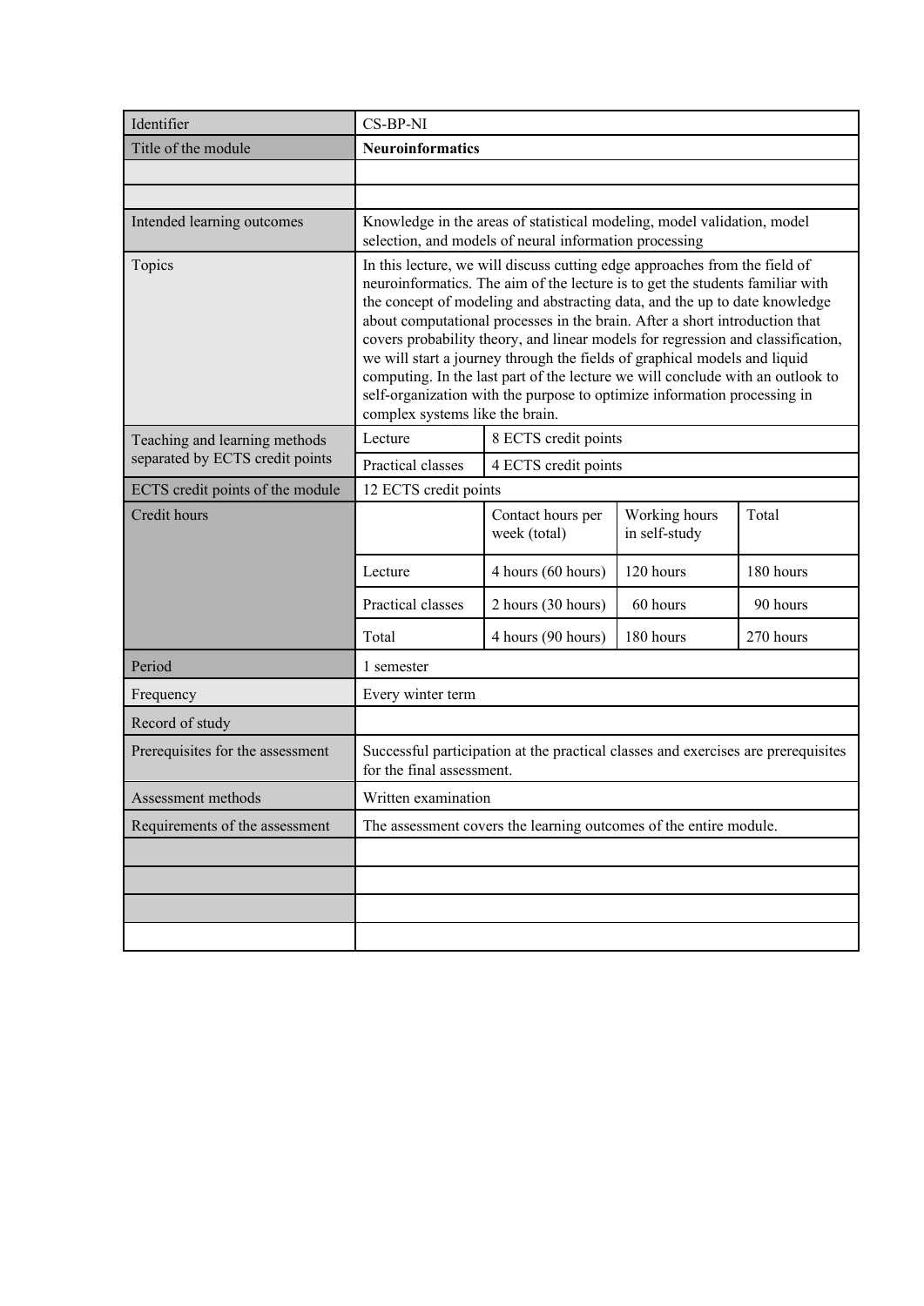| Identifier | CS-BP-NI | | | |
| --- | --- | --- | --- | --- |
| Title of the module | **Neuroinformatics** | | | |
| | | | | |
| | | | | |
| Intended learning outcomes | Knowledge in the areas of statistical modeling, model validation, model selection, and models of neural information processing | | | |
| Topics | In this lecture, we will discuss cutting edge approaches from the field of neuroinformatics. The aim of the lecture is to get the students familiar with the concept of modeling and abstracting data, and the up to date knowledge about computational processes in the brain. After a short introduction that covers probability theory, and linear models for regression and classification, we will start a journey through the fields of graphical models and liquid computing. In the last part of the lecture we will conclude with an outlook to self-organization with the purpose to optimize information processing in complex systems like the brain. | | | |
| Teaching and learning methods separated by ECTS credit points | Lecture | 8 ECTS credit points | | |
| | Practical classes | 4 ECTS credit points | | |
| ECTS credit points of the module | 12 ECTS credit points | | | |
| Credit hours | | Contact hours per week (total) | Working hours in self-study | Total |
| | Lecture | 4 hours (60 hours) | 120 hours | 180 hours |
| | Practical classes | 2 hours (30 hours) | 60 hours | 90 hours |
| | Total | 4 hours (90 hours) | 180 hours | 270 hours |
| Period | 1 semester | | | |
| Frequency | Every winter term | | | |
| Record of study | | | | |
| Prerequisites for the assessment | Successful participation at the practical classes and exercises are prerequisites for the final assessment. | | | |
| Assessment methods | Written examination | | | |
| Requirements of the assessment | The assessment covers the learning outcomes of the entire module. | | | |
| | | | | |
| | | | | |
| | | | | |
| | | | | |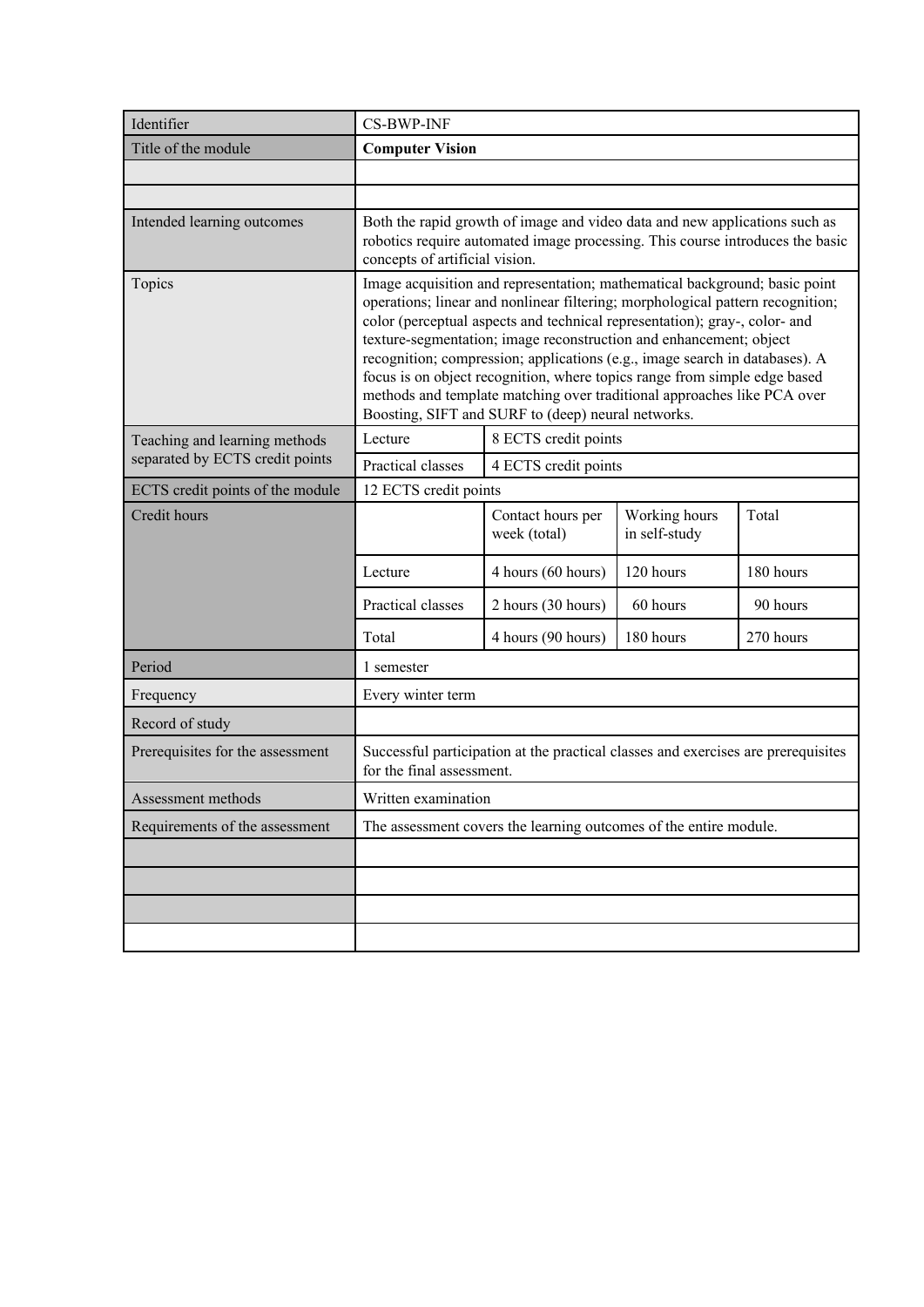| Identifier | CS-BWP-INF | | | |
|---|---|---|---|---|
| Title of the module | **Computer Vision** | | | |
| | | | | |
| | | | | |
| Intended learning outcomes | Both the rapid growth of image and video data and new applications such as robotics require automated image processing. This course introduces the basic concepts of artificial vision. | | | |
| Topics | Image acquisition and representation; mathematical background; basic point operations; linear and nonlinear filtering; morphological pattern recognition; color (perceptual aspects and technical representation); gray-, color- and texture-segmentation; image reconstruction and enhancement; object recognition; compression; applications (e.g., image search in databases). A focus is on object recognition, where topics range from simple edge based methods and template matching over traditional approaches like PCA over Boosting, SIFT and SURF to (deep) neural networks. | | | |
| Teaching and learning methods separated by ECTS credit points | Lecture | 8 ECTS credit points | | |
| | Practical classes | 4 ECTS credit points | | |
| ECTS credit points of the module | 12 ECTS credit points | | | |
| Credit hours | | Contact hours per week (total) | Working hours in self-study | Total |
| | Lecture | 4 hours (60 hours) | 120 hours | 180 hours |
| | Practical classes | 2 hours (30 hours) | 60 hours | 90 hours |
| | Total | 4 hours (90 hours) | 180 hours | 270 hours |
| Period | 1 semester | | | |
| Frequency | Every winter term | | | |
| Record of study | | | | |
| Prerequisites for the assessment | Successful participation at the practical classes and exercises are prerequisites for the final assessment. | | | |
| Assessment methods | Written examination | | | |
| Requirements of the assessment | The assessment covers the learning outcomes of the entire module. | | | |
| | | | | |
| | | | | |
| | | | | |
| | | | | |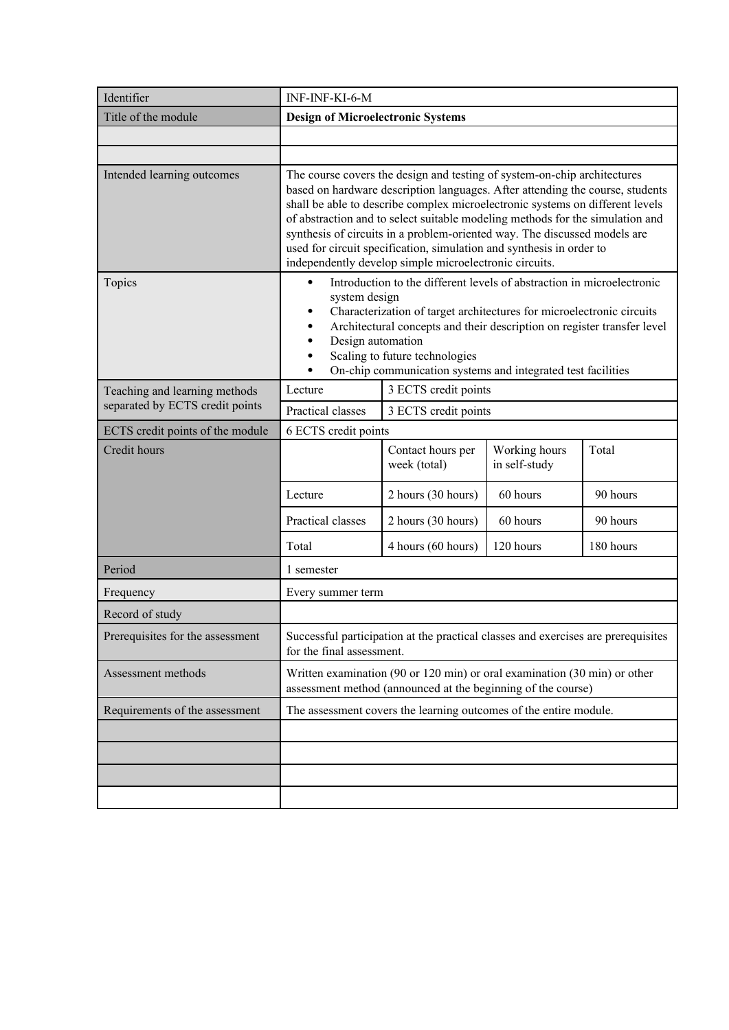| Identifier | INF-INF-KI-6-M | | | |
|---|---|---|---|---|
| Title of the module | **Design of Microelectronic Systems** | | | |
| | | | | |
| | | | | |
| Intended learning outcomes | The course covers the design and testing of system-on-chip architectures based on hardware description languages. After attending the course, students shall be able to describe complex microelectronic systems on different levels of abstraction and to select suitable modeling methods for the simulation and synthesis of circuits in a problem-oriented way. The discussed models are used for circuit specification, simulation and synthesis in order to independently develop simple microelectronic circuits. | | | |
| Topics | • Introduction to the different levels of abstraction in microelectronic system design<br>• Characterization of target architectures for microelectronic circuits<br>• Architectural concepts and their description on register transfer level<br>• Design automation<br>• Scaling to future technologies<br>• On-chip communication systems and integrated test facilities | | | |
| Teaching and learning methods separated by ECTS credit points | Lecture | 3 ECTS credit points | | |
| | Practical classes | 3 ECTS credit points | | |
| ECTS credit points of the module | 6 ECTS credit points | | | |
| Credit hours | | Contact hours per week (total) | Working hours in self-study | Total |
| | Lecture | 2 hours (30 hours) | 60 hours | 90 hours |
| | Practical classes | 2 hours (30 hours) | 60 hours | 90 hours |
| | Total | 4 hours (60 hours) | 120 hours | 180 hours |
| Period | 1 semester | | | |
| Frequency | Every summer term | | | |
| Record of study | | | | |
| Prerequisites for the assessment | Successful participation at the practical classes and exercises are prerequisites for the final assessment. | | | |
| Assessment methods | Written examination (90 or 120 min) or oral examination (30 min) or other assessment method (announced at the beginning of the course) | | | |
| Requirements of the assessment | The assessment covers the learning outcomes of the entire module. | | | |
| | | | | |
| | | | | |
| | | | | |
| | | | | |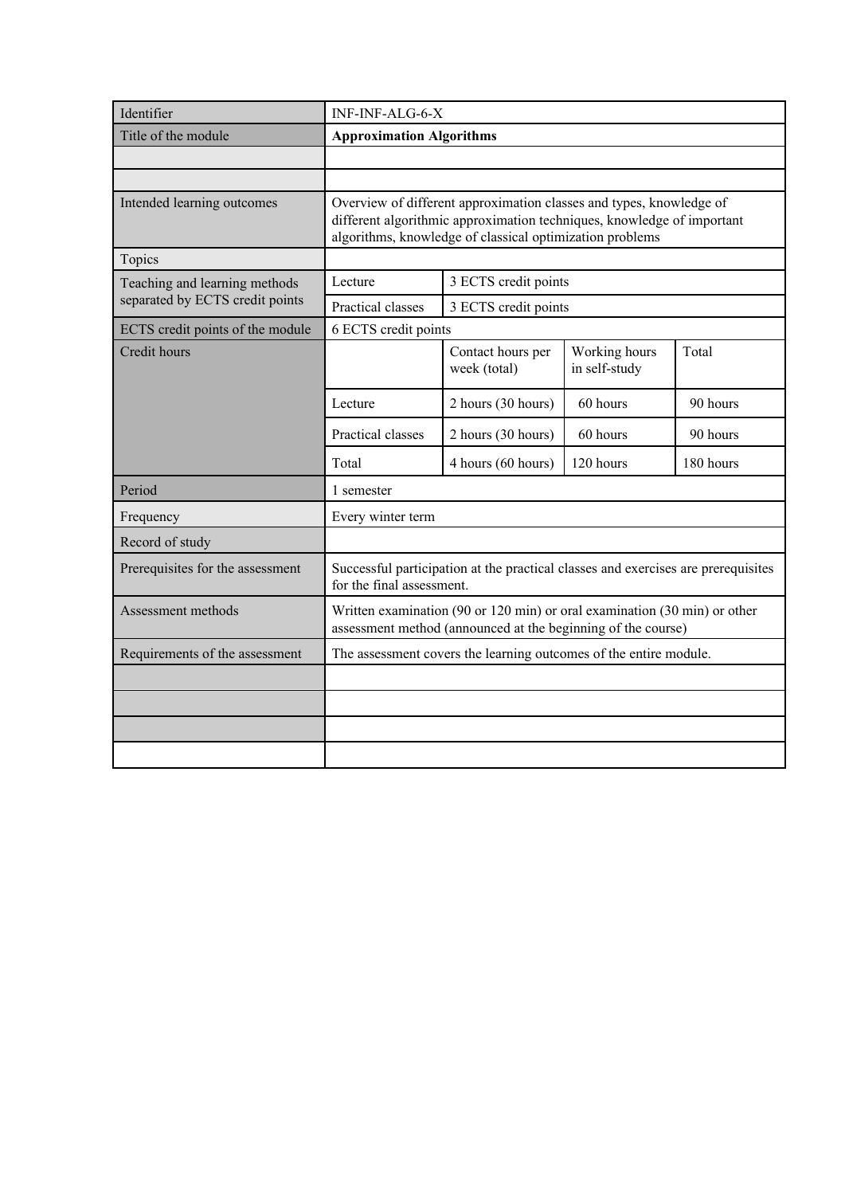| Identifier | INF-INF-ALG-6-X | | | |
|---|---|---|---|---|
| Title of the module | **Approximation Algorithms** | | | |
| | | | | |
| | | | | |
| Intended learning outcomes | Overview of different approximation classes and types, knowledge of different algorithmic approximation techniques, knowledge of important algorithms, knowledge of classical optimization problems | | | |
| Topics | | | | |
| Teaching and learning methods separated by ECTS credit points | Lecture | 3 ECTS credit points | | |
| | Practical classes | 3 ECTS credit points | | |
| ECTS credit points of the module | 6 ECTS credit points | | | |
| Credit hours | | Contact hours per week (total) | Working hours in self-study | Total |
| | Lecture | 2 hours (30 hours) | 60 hours | 90 hours |
| | Practical classes | 2 hours (30 hours) | 60 hours | 90 hours |
| | Total | 4 hours (60 hours) | 120 hours | 180 hours |
| Period | 1 semester | | | |
| Frequency | Every winter term | | | |
| Record of study | | | | |
| Prerequisites for the assessment | Successful participation at the practical classes and exercises are prerequisites for the final assessment. | | | |
| Assessment methods | Written examination (90 or 120 min) or oral examination (30 min) or other assessment method (announced at the beginning of the course) | | | |
| Requirements of the assessment | The assessment covers the learning outcomes of the entire module. | | | |
| | | | | |
| | | | | |
| | | | | |
| | | | | |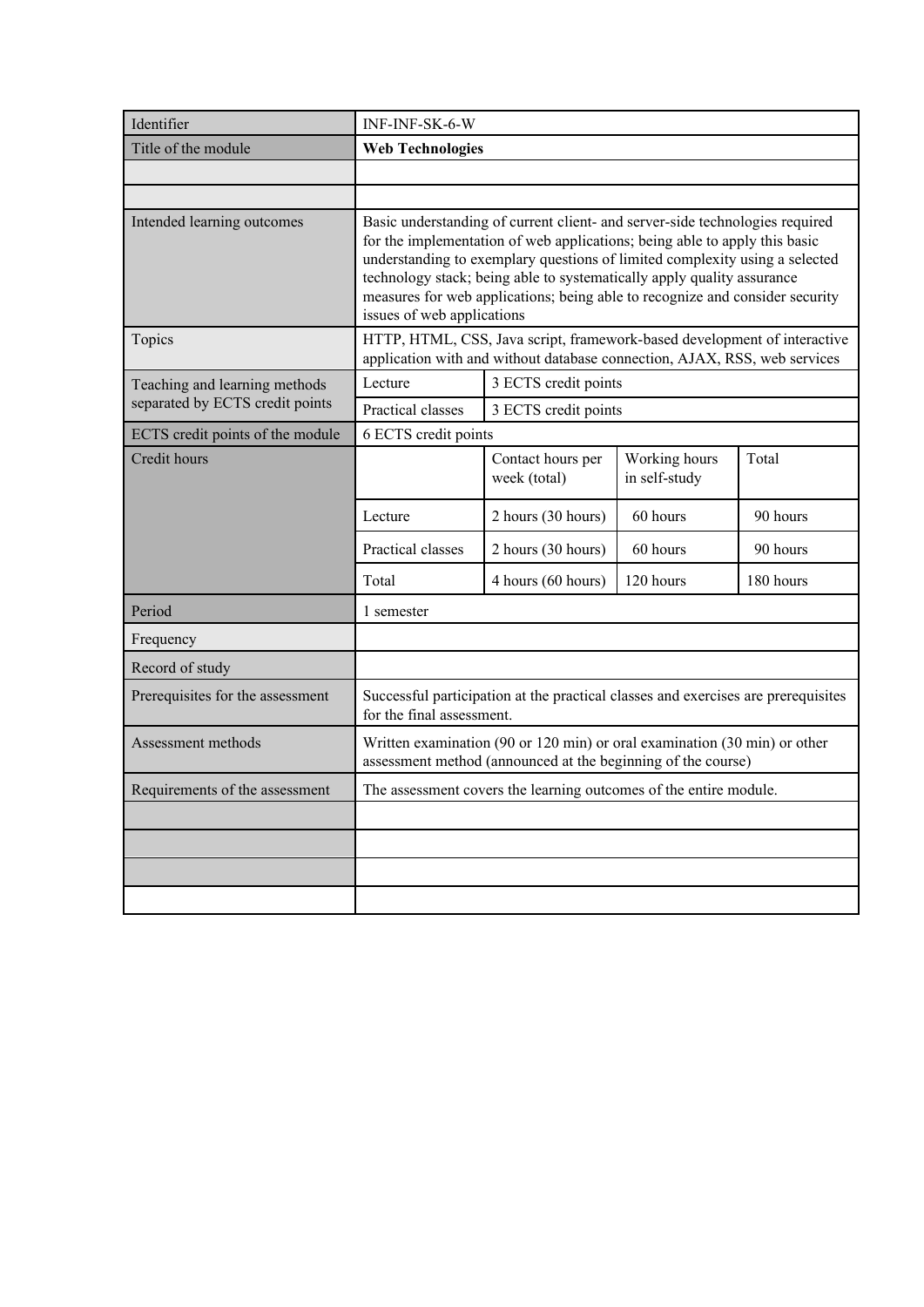| | | | | |
|---|---|---|---|---|
| Identifier | INF-INF-SK-6-W | | | |
| Title of the module | **Web Technologies** | | | |
| | | | | |
| | | | | |
| Intended learning outcomes | Basic understanding of current client- and server-side technologies required for the implementation of web applications; being able to apply this basic understanding to exemplary questions of limited complexity using a selected technology stack; being able to systematically apply quality assurance measures for web applications; being able to recognize and consider security issues of web applications | | | |
| Topics | HTTP, HTML, CSS, Java script, framework-based development of interactive application with and without database connection, AJAX, RSS, web services | | | |
| Teaching and learning methods separated by ECTS credit points | Lecture | 3 ECTS credit points | | |
| | Practical classes | 3 ECTS credit points | | |
| ECTS credit points of the module | 6 ECTS credit points | | | |
| Credit hours | | Contact hours per week (total) | Working hours in self-study | Total |
| | Lecture | 2 hours (30 hours) | 60 hours | 90 hours |
| | Practical classes | 2 hours (30 hours) | 60 hours | 90 hours |
| | Total | 4 hours (60 hours) | 120 hours | 180 hours |
| Period | 1 semester | | | |
| Frequency | | | | |
| Record of study | | | | |
| Prerequisites for the assessment | Successful participation at the practical classes and exercises are prerequisites for the final assessment. | | | |
| Assessment methods | Written examination (90 or 120 min) or oral examination (30 min) or other assessment method (announced at the beginning of the course) | | | |
| Requirements of the assessment | The assessment covers the learning outcomes of the entire module. | | | |
| | | | | |
| | | | | |
| | | | | |
| | | | | |